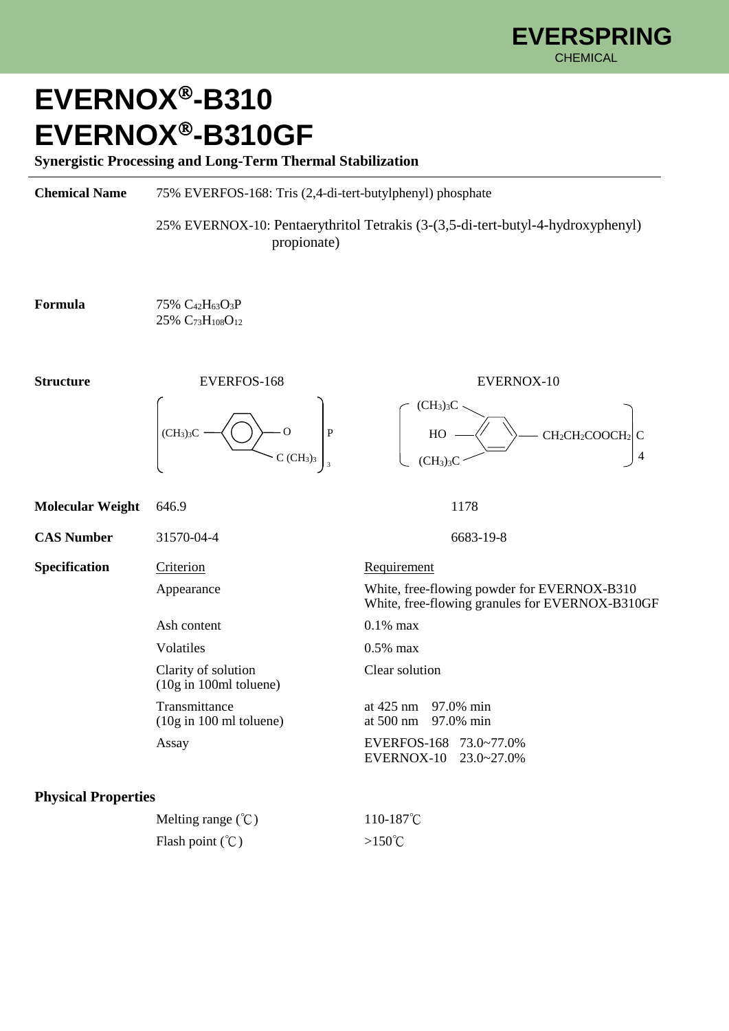# EVERNOX®-B310
# EVERNOX®-B310GF

**Synergistic Processing and Long-Term Thermal Stabilization**

---

**Chemical Name**

75% EVERFOS-168: Tris (2,4-di-tert-butylphenyl) phosphate

25% EVERNOX-10: Pentaerythritol Tetrakis (3-(3,5-di-tert-butyl-4-hydroxyphenyl) propionate)

**Formula**

75% $C_{42}H_{63}O_3P$
25% $C_{73}H_{108}O_{12}$

**Structure**

EVERFOS-168: $[(CH_3)_3C\text{-}C_6H_3(C(CH_3)_3)\text{-}O]_3P$

EVERNOX-10: $[HO\text{-}C_6H_2((CH_3)_3C)_2\text{-}CH_2CH_2COOCH_2]_4C$

| | EVERFOS-168 | EVERNOX-10 |
|---|---|---|
| **Molecular Weight** | 646.9 | 1178 |
| **CAS Number** | 31570-04-4 | 6683-19-8 |

**Specification**

| Criterion | Requirement |
|---|---|
| Appearance | White, free-flowing powder for EVERNOX-B310<br>White, free-flowing granules for EVERNOX-B310GF |
| Ash content | 0.1% max |
| Volatiles | 0.5% max |
| Clarity of solution (10g in 100ml toluene) | Clear solution |
| Transmittance (10g in 100 ml toluene) | at 425 nm 97.0% min<br>at 500 nm 97.0% min |
| Assay | EVERFOS-168 73.0~77.0%<br>EVERNOX-10 23.0~27.0% |

**Physical Properties**

| | |
|---|---|
| Melting range (℃) | 110-187℃ |
| Flash point (℃) | >150℃ |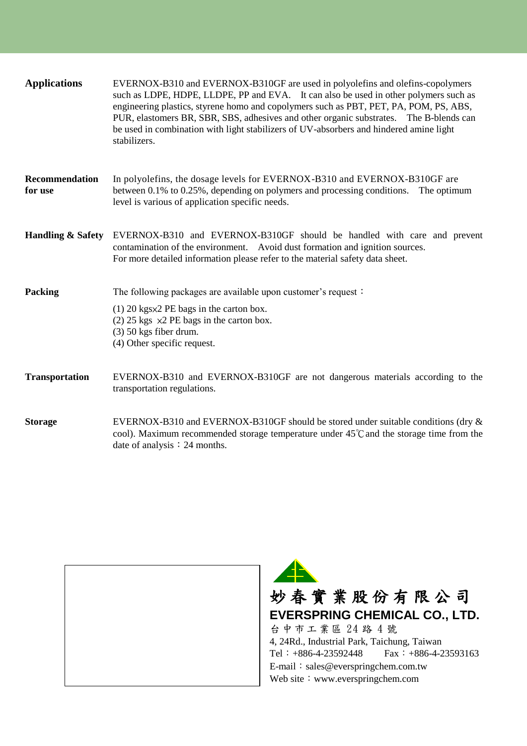**Applications**

EVERNOX-B310 and EVERNOX-B310GF are used in polyolefins and olefins-copolymers such as LDPE, HDPE, LLDPE, PP and EVA. It can also be used in other polymers such as engineering plastics, styrene homo and copolymers such as PBT, PET, PA, POM, PS, ABS, PUR, elastomers BR, SBR, SBS, adhesives and other organic substrates. The B-blends can be used in combination with light stabilizers of UV-absorbers and hindered amine light stabilizers.

**Recommendation for use**

In polyolefins, the dosage levels for EVERNOX-B310 and EVERNOX-B310GF are between 0.1% to 0.25%, depending on polymers and processing conditions. The optimum level is various of application specific needs.

**Handling & Safety**

EVERNOX-B310 and EVERNOX-B310GF should be handled with care and prevent contamination of the environment. Avoid dust formation and ignition sources.
For more detailed information please refer to the material safety data sheet.

**Packing**

The following packages are available upon customer's request：

(1) 20 kgs×2 PE bags in the carton box.
(2) 25 kgs ×2 PE bags in the carton box.
(3) 50 kgs fiber drum.
(4) Other specific request.

**Transportation**

EVERNOX-B310 and EVERNOX-B310GF are not dangerous materials according to the transportation regulations.

**Storage**

EVERNOX-B310 and EVERNOX-B310GF should be stored under suitable conditions (dry & cool). Maximum recommended storage temperature under 45℃ and the storage time from the date of analysis：24 months.

妙春實業股份有限公司

**EVERSPRING CHEMICAL CO., LTD.**

台中市工業區 24 路 4 號
4, 24Rd., Industrial Park, Taichung, Taiwan
Tel：+886-4-23592448 Fax：+886-4-23593163
E-mail：sales@everspringchem.com.tw
Web site：www.everspringchem.com